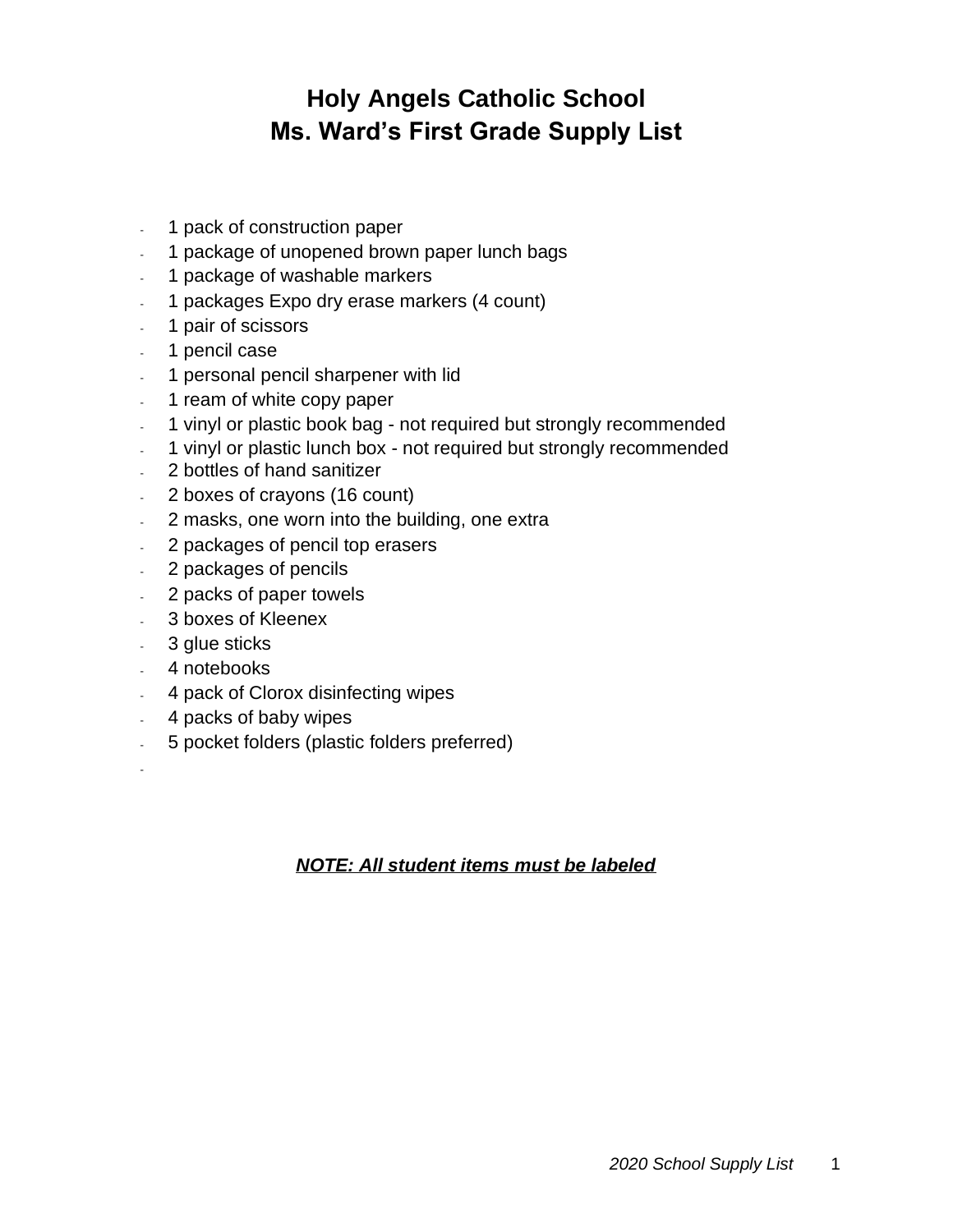# Holy Angels Catholic School
# Ms. Ward's First Grade Supply List

- 1 pack of construction paper
- 1 package of unopened brown paper lunch bags
- 1 package of washable markers
- 1 packages Expo dry erase markers (4 count)
- 1 pair of scissors
- 1 pencil case
- 1 personal pencil sharpener with lid
- 1 ream of white copy paper
- 1 vinyl or plastic book bag - not required but strongly recommended
- 1 vinyl or plastic lunch box - not required but strongly recommended
- 2 bottles of hand sanitizer
- 2 boxes of crayons (16 count)
- 2 masks, one worn into the building, one extra
- 2 packages of pencil top erasers
- 2 packages of pencils
- 2 packs of paper towels
- 3 boxes of Kleenex
- 3 glue sticks
- 4 notebooks
- 4 pack of Clorox disinfecting wipes
- 4 packs of baby wipes
- 5 pocket folders (plastic folders preferred)

***NOTE: All student items must be labeled***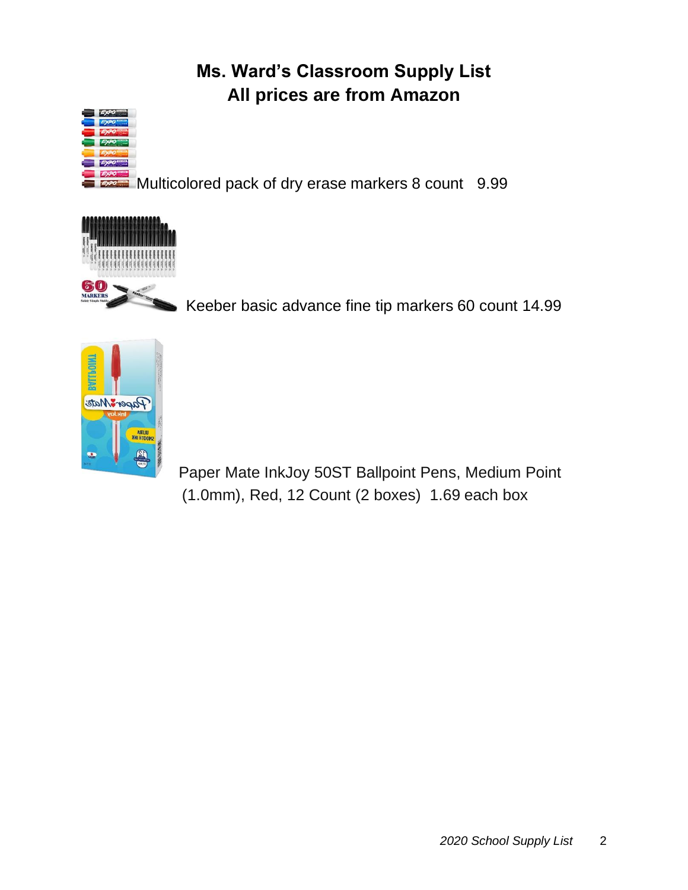**Ms. Ward's Classroom Supply List**
**All prices are from Amazon**

Multicolored pack of dry erase markers 8 count 9.99

Keeber basic advance fine tip markers 60 count 14.99

Paper Mate InkJoy 50ST Ballpoint Pens, Medium Point (1.0mm), Red, 12 Count (2 boxes) 1.69 each box